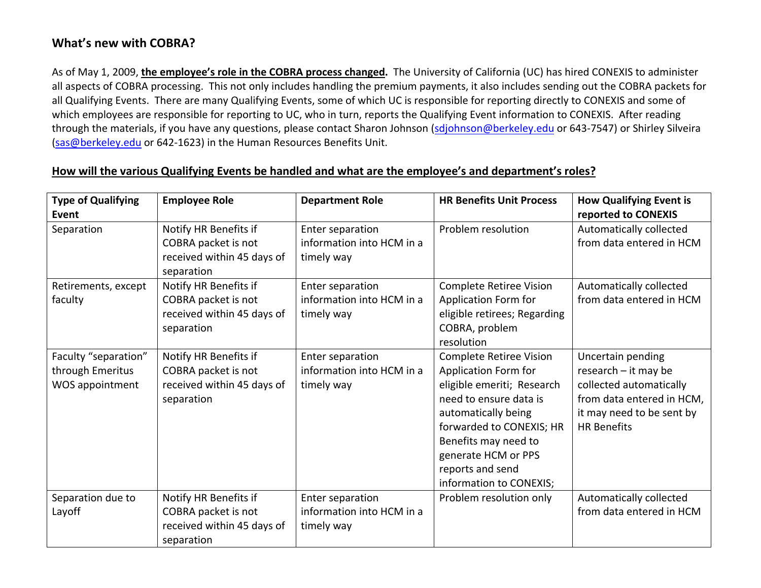## What's new with COBRA?

As of May 1, 2009, **<u>the employee's role in the COBRA process changed</u>.** The University of California (UC) has hired CONEXIS to administer all aspects of COBRA processing. This not only includes handling the premium payments, it also includes sending out the COBRA packets for all Qualifying Events. There are many Qualifying Events, some of which UC is responsible for reporting directly to CONEXIS and some of which employees are responsible for reporting to UC, who in turn, reports the Qualifying Event information to CONEXIS. After reading through the materials, if you have any questions, please contact Sharon Johnson (sdjohnson@berkeley.edu or 643-7547) or Shirley Silveira (sas@berkeley.edu or 642-1623) in the Human Resources Benefits Unit.

**<u>How will the various Qualifying Events be handled and what are the employee's and department's roles?</u>**

| Type of Qualifying Event | Employee Role | Department Role | HR Benefits Unit Process | How Qualifying Event is reported to CONEXIS |
|---|---|---|---|---|
| Separation | Notify HR Benefits if COBRA packet is not received within 45 days of separation | Enter separation information into HCM in a timely way | Problem resolution | Automatically collected from data entered in HCM |
| Retirements, except faculty | Notify HR Benefits if COBRA packet is not received within 45 days of separation | Enter separation information into HCM in a timely way | Complete Retiree Vision Application Form for eligible retirees; Regarding COBRA, problem resolution | Automatically collected from data entered in HCM |
| Faculty "separation" through Emeritus WOS appointment | Notify HR Benefits if COBRA packet is not received within 45 days of separation | Enter separation information into HCM in a timely way | Complete Retiree Vision Application Form for eligible emeriti; Research need to ensure data is automatically being forwarded to CONEXIS; HR Benefits may need to generate HCM or PPS reports and send information to CONEXIS; | Uncertain pending research – it may be collected automatically from data entered in HCM, it may need to be sent by HR Benefits |
| Separation due to Layoff | Notify HR Benefits if COBRA packet is not received within 45 days of separation | Enter separation information into HCM in a timely way | Problem resolution only | Automatically collected from data entered in HCM |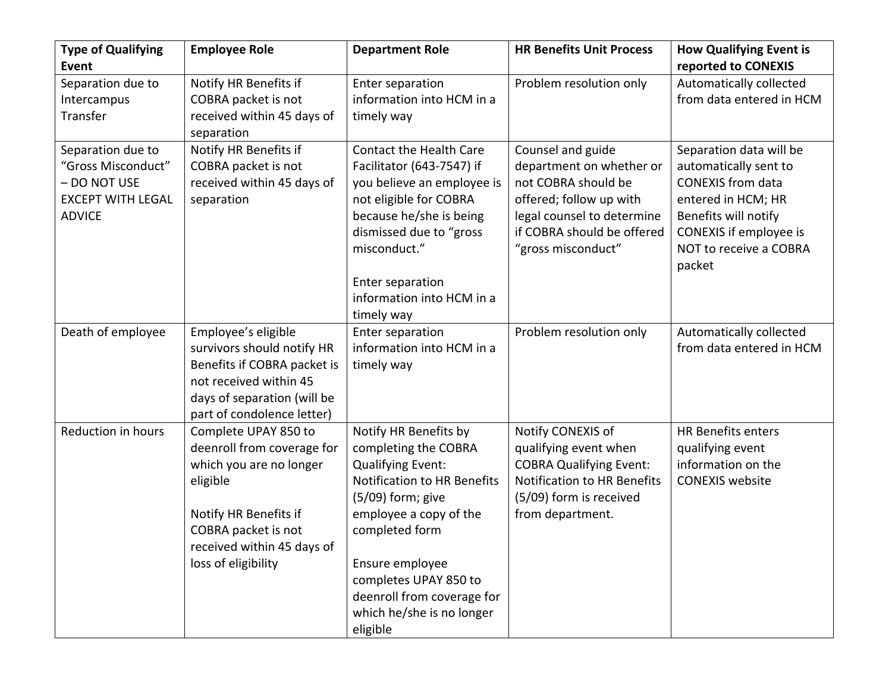| Type of Qualifying Event | Employee Role | Department Role | HR Benefits Unit Process | How Qualifying Event is reported to CONEXIS |
|---|---|---|---|---|
| Separation due to Intercampus Transfer | Notify HR Benefits if COBRA packet is not received within 45 days of separation | Enter separation information into HCM in a timely way | Problem resolution only | Automatically collected from data entered in HCM |
| Separation due to "Gross Misconduct" – DO NOT USE EXCEPT WITH LEGAL ADVICE | Notify HR Benefits if COBRA packet is not received within 45 days of separation | Contact the Health Care Facilitator (643-7547) if you believe an employee is not eligible for COBRA because he/she is being dismissed due to "gross misconduct."<br><br>Enter separation information into HCM in a timely way | Counsel and guide department on whether or not COBRA should be offered; follow up with legal counsel to determine if COBRA should be offered "gross misconduct" | Separation data will be automatically sent to CONEXIS from data entered in HCM; HR Benefits will notify CONEXIS if employee is NOT to receive a COBRA packet |
| Death of employee | Employee's eligible survivors should notify HR Benefits if COBRA packet is not received within 45 days of separation (will be part of condolence letter) | Enter separation information into HCM in a timely way | Problem resolution only | Automatically collected from data entered in HCM |
| Reduction in hours | Complete UPAY 850 to deenroll from coverage for which you are no longer eligible<br><br>Notify HR Benefits if COBRA packet is not received within 45 days of loss of eligibility | Notify HR Benefits by completing the COBRA Qualifying Event: Notification to HR Benefits (5/09) form; give employee a copy of the completed form<br><br>Ensure employee completes UPAY 850 to deenroll from coverage for which he/she is no longer eligible | Notify CONEXIS of qualifying event when COBRA Qualifying Event: Notification to HR Benefits (5/09) form is received from department. | HR Benefits enters qualifying event information on the CONEXIS website |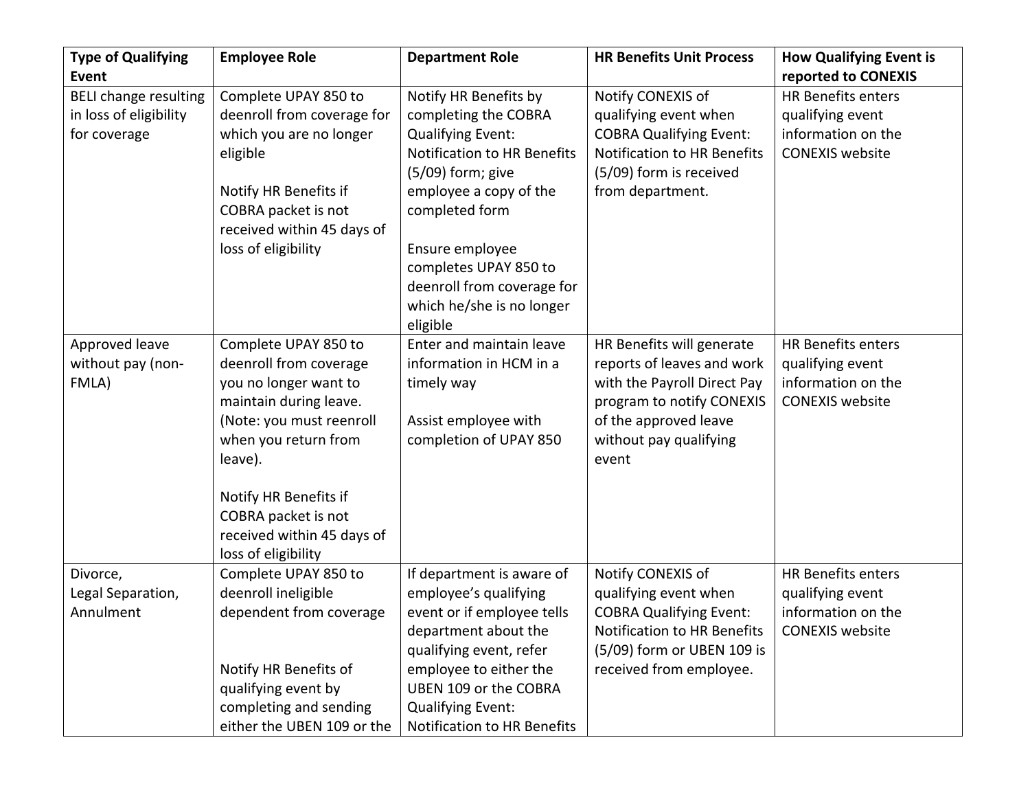| Type of Qualifying Event | Employee Role | Department Role | HR Benefits Unit Process | How Qualifying Event is reported to CONEXIS |
|---|---|---|---|---|
| BELI change resulting in loss of eligibility for coverage | Complete UPAY 850 to deenroll from coverage for which you are no longer eligible<br><br>Notify HR Benefits if COBRA packet is not received within 45 days of loss of eligibility | Notify HR Benefits by completing the COBRA Qualifying Event: Notification to HR Benefits (5/09) form; give employee a copy of the completed form<br><br>Ensure employee completes UPAY 850 to deenroll from coverage for which he/she is no longer eligible | Notify CONEXIS of qualifying event when COBRA Qualifying Event: Notification to HR Benefits (5/09) form is received from department. | HR Benefits enters qualifying event information on the CONEXIS website |
| Approved leave without pay (non-FMLA) | Complete UPAY 850 to deenroll from coverage you no longer want to maintain during leave. (Note: you must reenroll when you return from leave).<br><br>Notify HR Benefits if COBRA packet is not received within 45 days of loss of eligibility | Enter and maintain leave information in HCM in a timely way<br><br>Assist employee with completion of UPAY 850 | HR Benefits will generate reports of leaves and work with the Payroll Direct Pay program to notify CONEXIS of the approved leave without pay qualifying event | HR Benefits enters qualifying event information on the CONEXIS website |
| Divorce, Legal Separation, Annulment | Complete UPAY 850 to deenroll ineligible dependent from coverage<br><br>Notify HR Benefits of qualifying event by completing and sending either the UBEN 109 or the | If department is aware of employee's qualifying event or if employee tells department about the qualifying event, refer employee to either the UBEN 109 or the COBRA Qualifying Event: Notification to HR Benefits | Notify CONEXIS of qualifying event when COBRA Qualifying Event: Notification to HR Benefits (5/09) form or UBEN 109 is received from employee. | HR Benefits enters qualifying event information on the CONEXIS website |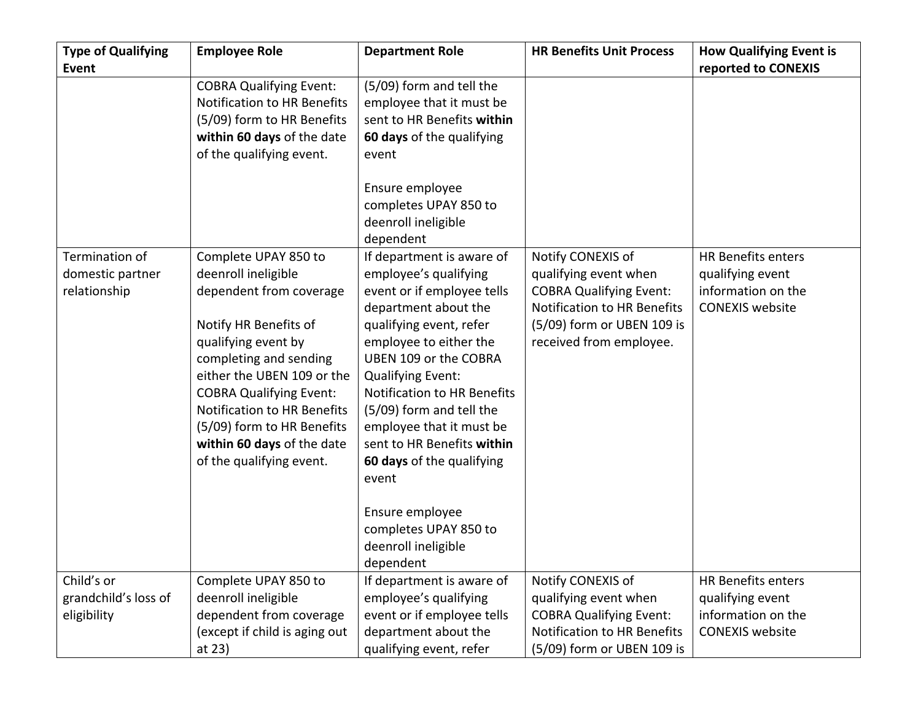| Type of Qualifying Event | Employee Role | Department Role | HR Benefits Unit Process | How Qualifying Event is reported to CONEXIS |
|---|---|---|---|---|
| | COBRA Qualifying Event: Notification to HR Benefits (5/09) form to HR Benefits **within 60 days** of the date of the qualifying event. | (5/09) form and tell the employee that it must be sent to HR Benefits **within 60 days** of the qualifying event<br><br>Ensure employee completes UPAY 850 to deenroll ineligible dependent | | |
| Termination of domestic partner relationship | Complete UPAY 850 to deenroll ineligible dependent from coverage<br><br>Notify HR Benefits of qualifying event by completing and sending either the UBEN 109 or the COBRA Qualifying Event: Notification to HR Benefits (5/09) form to HR Benefits **within 60 days** of the date of the qualifying event. | If department is aware of employee's qualifying event or if employee tells department about the qualifying event, refer employee to either the UBEN 109 or the COBRA Qualifying Event: Notification to HR Benefits (5/09) form and tell the employee that it must be sent to HR Benefits **within 60 days** of the qualifying event<br><br>Ensure employee completes UPAY 850 to deenroll ineligible dependent | Notify CONEXIS of qualifying event when COBRA Qualifying Event: Notification to HR Benefits (5/09) form or UBEN 109 is received from employee. | HR Benefits enters qualifying event information on the CONEXIS website |
| Child's or grandchild's loss of eligibility | Complete UPAY 850 to deenroll ineligible dependent from coverage (except if child is aging out at 23) | If department is aware of employee's qualifying event or if employee tells department about the qualifying event, refer | Notify CONEXIS of qualifying event when COBRA Qualifying Event: Notification to HR Benefits (5/09) form or UBEN 109 is | HR Benefits enters qualifying event information on the CONEXIS website |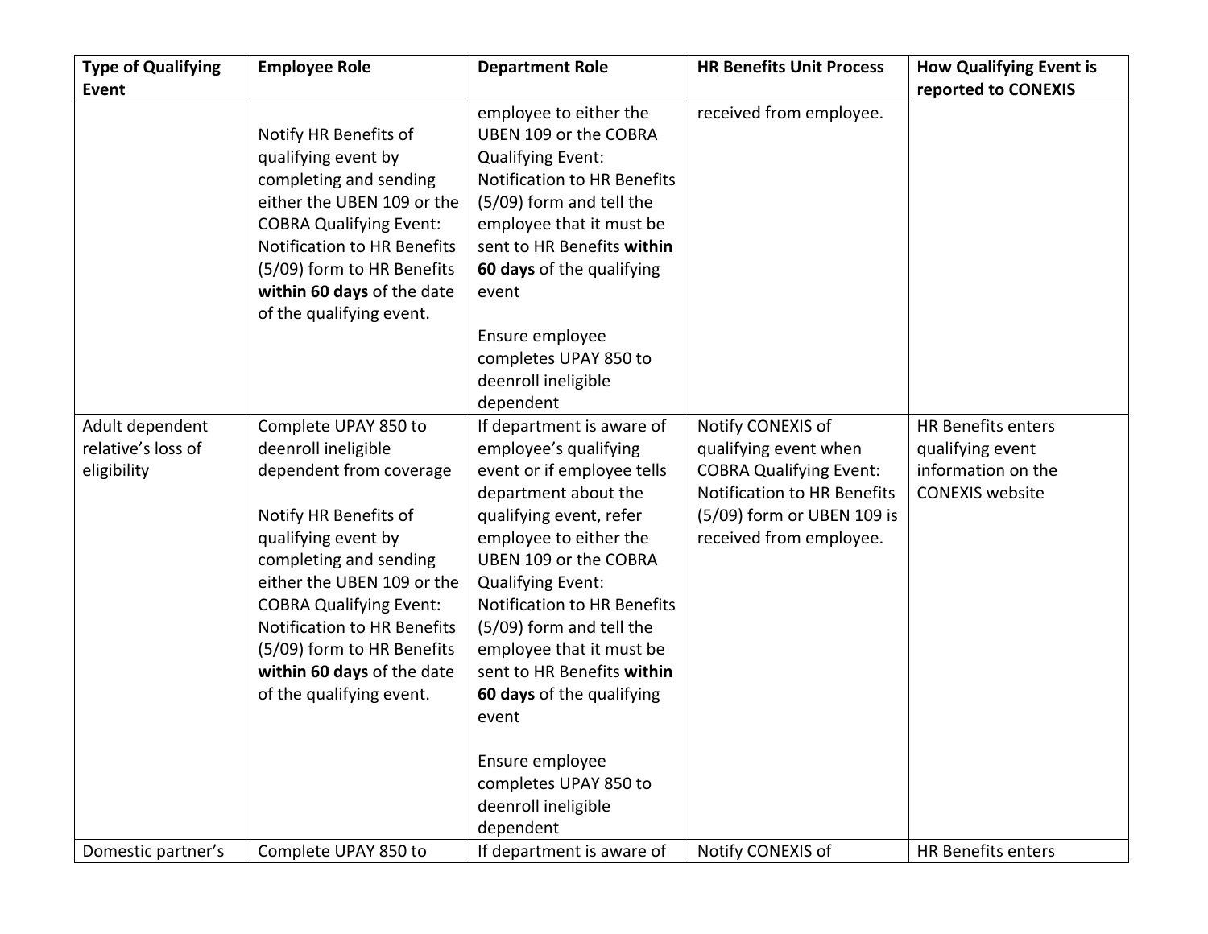| Type of Qualifying Event | Employee Role | Department Role | HR Benefits Unit Process | How Qualifying Event is reported to CONEXIS |
|---|---|---|---|---|
| | Notify HR Benefits of qualifying event by completing and sending either the UBEN 109 or the COBRA Qualifying Event: Notification to HR Benefits (5/09) form to HR Benefits **within 60 days** of the date of the qualifying event. | employee to either the UBEN 109 or the COBRA Qualifying Event: Notification to HR Benefits (5/09) form and tell the employee that it must be sent to HR Benefits **within 60 days** of the qualifying event<br><br>Ensure employee completes UPAY 850 to deenroll ineligible dependent | received from employee. | |
| Adult dependent relative's loss of eligibility | Complete UPAY 850 to deenroll ineligible dependent from coverage<br><br>Notify HR Benefits of qualifying event by completing and sending either the UBEN 109 or the COBRA Qualifying Event: Notification to HR Benefits (5/09) form to HR Benefits **within 60 days** of the date of the qualifying event. | If department is aware of employee's qualifying event or if employee tells department about the qualifying event, refer employee to either the UBEN 109 or the COBRA Qualifying Event: Notification to HR Benefits (5/09) form and tell the employee that it must be sent to HR Benefits **within 60 days** of the qualifying event<br><br>Ensure employee completes UPAY 850 to deenroll ineligible dependent | Notify CONEXIS of qualifying event when COBRA Qualifying Event: Notification to HR Benefits (5/09) form or UBEN 109 is received from employee. | HR Benefits enters qualifying event information on the CONEXIS website |
| Domestic partner's | Complete UPAY 850 to | If department is aware of | Notify CONEXIS of | HR Benefits enters |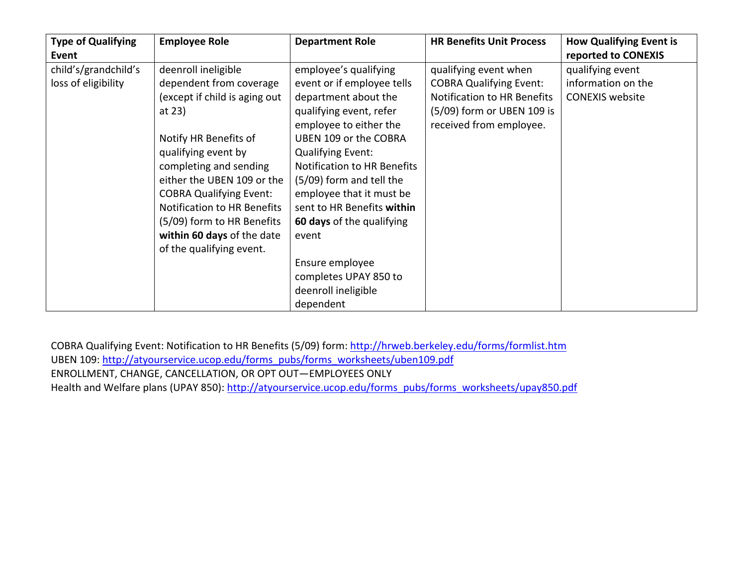| Type of Qualifying Event | Employee Role | Department Role | HR Benefits Unit Process | How Qualifying Event is reported to CONEXIS |
|---|---|---|---|---|
| child's/grandchild's loss of eligibility | deenroll ineligible dependent from coverage (except if child is aging out at 23)<br><br>Notify HR Benefits of qualifying event by completing and sending either the UBEN 109 or the COBRA Qualifying Event: Notification to HR Benefits (5/09) form to HR Benefits **within 60 days** of the date of the qualifying event. | employee's qualifying event or if employee tells department about the qualifying event, refer employee to either the UBEN 109 or the COBRA Qualifying Event: Notification to HR Benefits (5/09) form and tell the employee that it must be sent to HR Benefits **within 60 days** of the qualifying event<br><br>Ensure employee completes UPAY 850 to deenroll ineligible dependent | qualifying event when COBRA Qualifying Event: Notification to HR Benefits (5/09) form or UBEN 109 is received from employee. | qualifying event information on the CONEXIS website |

COBRA Qualifying Event: Notification to HR Benefits (5/09) form: http://hrweb.berkeley.edu/forms/formlist.htm
UBEN 109: http://atyourservice.ucop.edu/forms_pubs/forms_worksheets/uben109.pdf
ENROLLMENT, CHANGE, CANCELLATION, OR OPT OUT—EMPLOYEES ONLY
Health and Welfare plans (UPAY 850): http://atyourservice.ucop.edu/forms_pubs/forms_worksheets/upay850.pdf